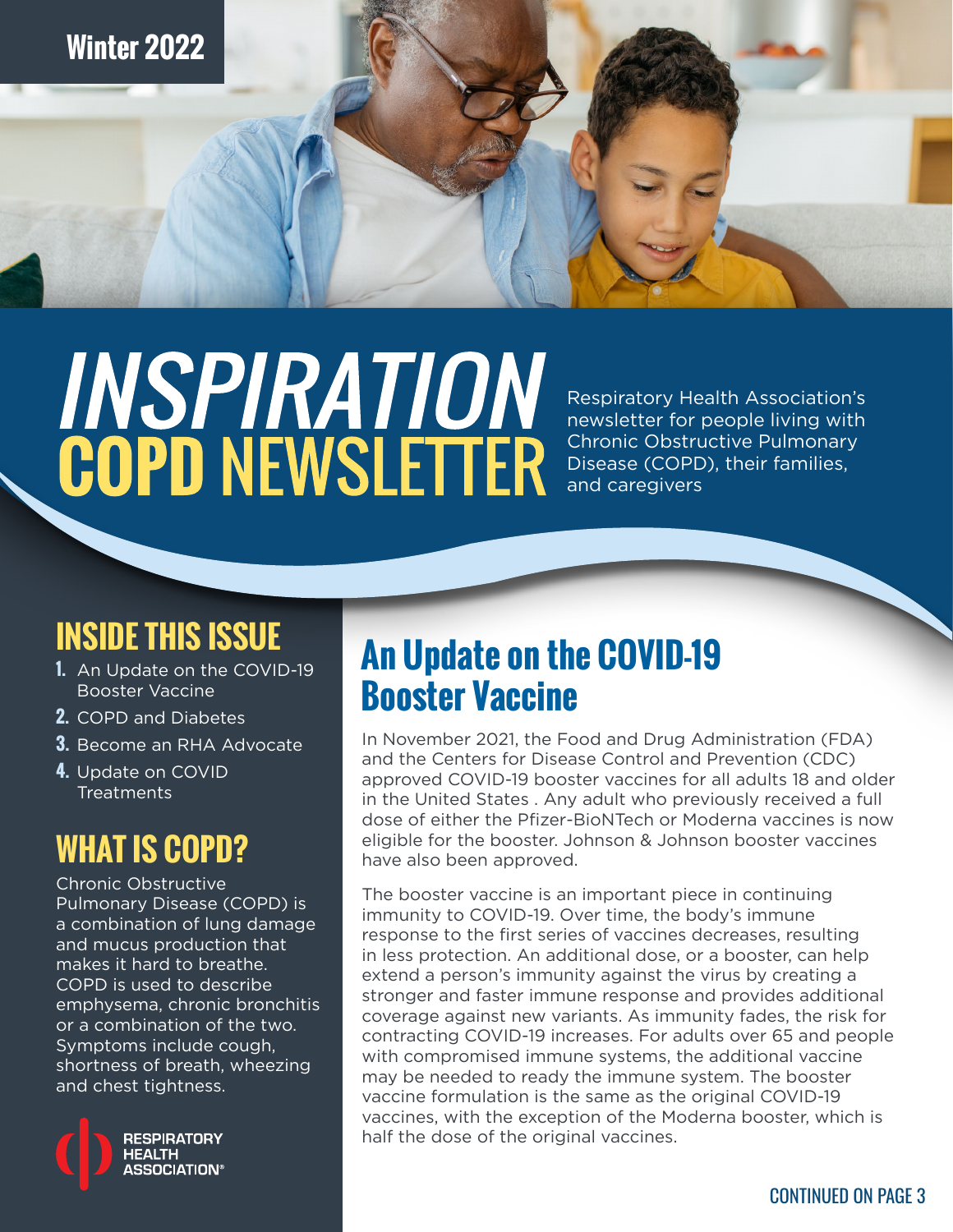Winter 2022

# INSPIRATION COPD NEWSLETTER

Respiratory Health Association's newsletter for people living with Chronic Obstructive Pulmonary Disease (COPD), their families, and caregivers

## INSIDE THIS ISSUE

1. An Update on the COVID-19 Booster Vaccine
2. COPD and Diabetes
3. Become an RHA Advocate
4. Update on COVID Treatments

## WHAT IS COPD?

Chronic Obstructive Pulmonary Disease (COPD) is a combination of lung damage and mucus production that makes it hard to breathe. COPD is used to describe emphysema, chronic bronchitis or a combination of the two. Symptoms include cough, shortness of breath, wheezing and chest tightness.

RESPIRATORY HEALTH ASSOCIATION®

## An Update on the COVID-19 Booster Vaccine

In November 2021, the Food and Drug Administration (FDA) and the Centers for Disease Control and Prevention (CDC) approved COVID-19 booster vaccines for all adults 18 and older in the United States . Any adult who previously received a full dose of either the Pfizer-BioNTech or Moderna vaccines is now eligible for the booster. Johnson & Johnson booster vaccines have also been approved.

The booster vaccine is an important piece in continuing immunity to COVID-19. Over time, the body's immune response to the first series of vaccines decreases, resulting in less protection. An additional dose, or a booster, can help extend a person's immunity against the virus by creating a stronger and faster immune response and provides additional coverage against new variants. As immunity fades, the risk for contracting COVID-19 increases. For adults over 65 and people with compromised immune systems, the additional vaccine may be needed to ready the immune system. The booster vaccine formulation is the same as the original COVID-19 vaccines, with the exception of the Moderna booster, which is half the dose of the original vaccines.

CONTINUED ON PAGE 3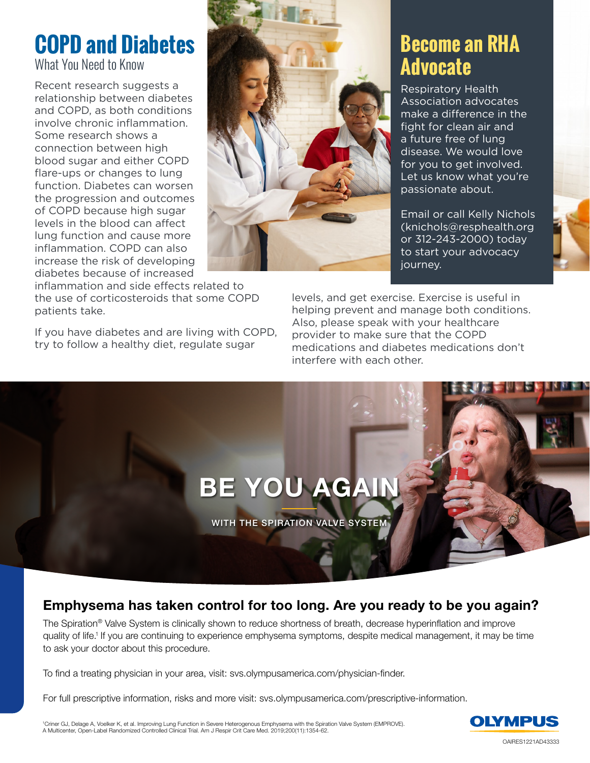# COPD and Diabetes

## What You Need to Know

Recent research suggests a relationship between diabetes and COPD, as both conditions involve chronic inflammation. Some research shows a connection between high blood sugar and either COPD flare-ups or changes to lung function. Diabetes can worsen the progression and outcomes of COPD because high sugar levels in the blood can affect lung function and cause more inflammation. COPD can also increase the risk of developing diabetes because of increased inflammation and side effects related to the use of corticosteroids that some COPD patients take.

If you have diabetes and are living with COPD, try to follow a healthy diet, regulate sugar levels, and get exercise. Exercise is useful in helping prevent and manage both conditions. Also, please speak with your healthcare provider to make sure that the COPD medications and diabetes medications don't interfere with each other.

# Become an RHA Advocate

Respiratory Health Association advocates make a difference in the fight for clean air and a future free of lung disease. We would love for you to get involved. Let us know what you're passionate about.

Email or call Kelly Nichols (knichols@resphealth.org or 312-243-2000) today to start your advocacy journey.

# BE YOU AGAIN

WITH THE SPIRATION VALVE SYSTEM

## Emphysema has taken control for too long. Are you ready to be you again?

The Spiration® Valve System is clinically shown to reduce shortness of breath, decrease hyperinflation and improve quality of life.[1] If you are continuing to experience emphysema symptoms, despite medical management, it may be time to ask your doctor about this procedure.

To find a treating physician in your area, visit: svs.olympusamerica.com/physician-finder.

For full prescriptive information, risks and more visit: svs.olympusamerica.com/prescriptive-information.

[1]Criner GJ, Delage A, Voelker K, et al. Improving Lung Function in Severe Heterogenous Emphysema with the Spiration Valve System (EMPROVE). A Multicenter, Open-Label Randomized Controlled Clinical Trial. Am J Respir Crit Care Med. 2019;200(11):1354-62.

OLYMPUS

OAIRES1221AD43333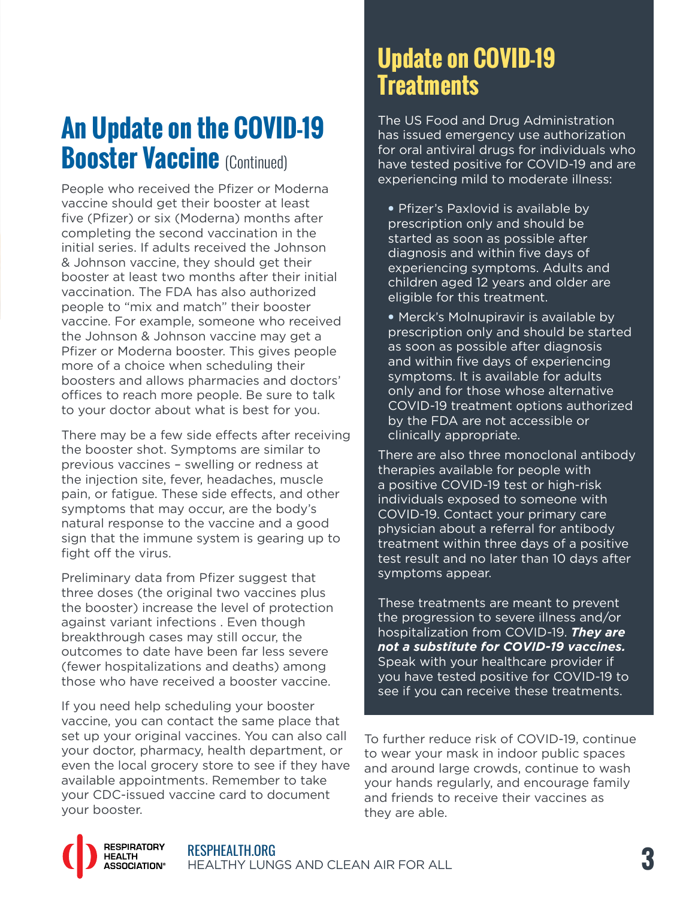## An Update on the COVID-19 Booster Vaccine (Continued)

People who received the Pfizer or Moderna vaccine should get their booster at least five (Pfizer) or six (Moderna) months after completing the second vaccination in the initial series. If adults received the Johnson & Johnson vaccine, they should get their booster at least two months after their initial vaccination. The FDA has also authorized people to "mix and match" their booster vaccine. For example, someone who received the Johnson & Johnson vaccine may get a Pfizer or Moderna booster. This gives people more of a choice when scheduling their boosters and allows pharmacies and doctors' offices to reach more people. Be sure to talk to your doctor about what is best for you.

There may be a few side effects after receiving the booster shot. Symptoms are similar to previous vaccines – swelling or redness at the injection site, fever, headaches, muscle pain, or fatigue. These side effects, and other symptoms that may occur, are the body's natural response to the vaccine and a good sign that the immune system is gearing up to fight off the virus.

Preliminary data from Pfizer suggest that three doses (the original two vaccines plus the booster) increase the level of protection against variant infections . Even though breakthrough cases may still occur, the outcomes to date have been far less severe (fewer hospitalizations and deaths) among those who have received a booster vaccine.

If you need help scheduling your booster vaccine, you can contact the same place that set up your original vaccines. You can also call your doctor, pharmacy, health department, or even the local grocery store to see if they have available appointments. Remember to take your CDC-issued vaccine card to document your booster.

## Update on COVID-19 Treatments

The US Food and Drug Administration has issued emergency use authorization for oral antiviral drugs for individuals who have tested positive for COVID-19 and are experiencing mild to moderate illness:

- Pfizer's Paxlovid is available by prescription only and should be started as soon as possible after diagnosis and within five days of experiencing symptoms. Adults and children aged 12 years and older are eligible for this treatment.
- Merck's Molnupiravir is available by prescription only and should be started as soon as possible after diagnosis and within five days of experiencing symptoms. It is available for adults only and for those whose alternative COVID-19 treatment options authorized by the FDA are not accessible or clinically appropriate.

There are also three monoclonal antibody therapies available for people with a positive COVID-19 test or high-risk individuals exposed to someone with COVID-19. Contact your primary care physician about a referral for antibody treatment within three days of a positive test result and no later than 10 days after symptoms appear.

These treatments are meant to prevent the progression to severe illness and/or hospitalization from COVID-19. ***They are not a substitute for COVID-19 vaccines.*** Speak with your healthcare provider if you have tested positive for COVID-19 to see if you can receive these treatments.

To further reduce risk of COVID-19, continue to wear your mask in indoor public spaces and around large crowds, continue to wash your hands regularly, and encourage family and friends to receive their vaccines as they are able.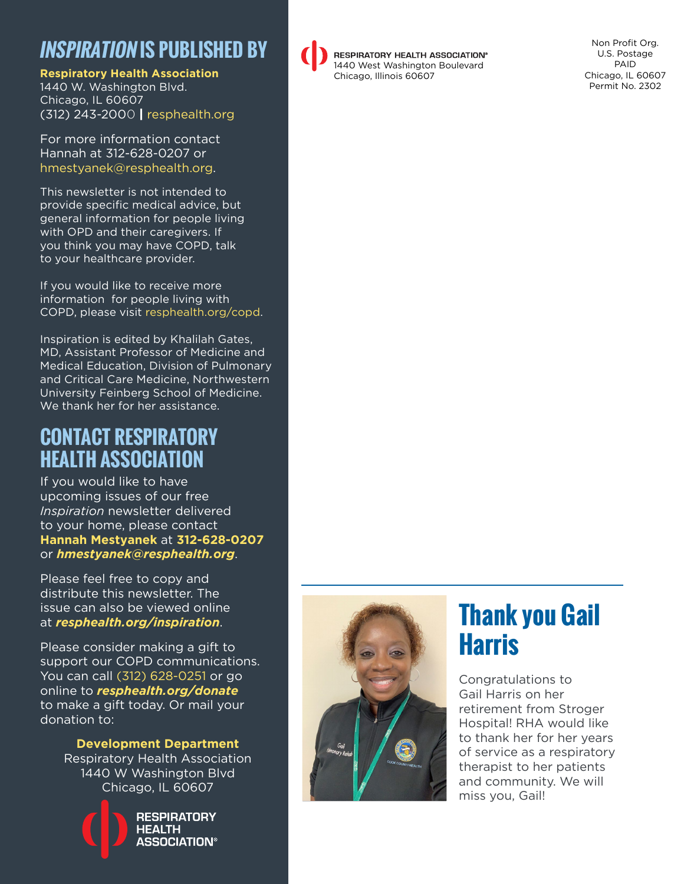# *INSPIRATION* IS PUBLISHED BY

**Respiratory Health Association**
1440 W. Washington Blvd.
Chicago, IL 60607
(312) 243-2000 | resphealth.org

For more information contact Hannah at 312-628-0207 or hmestyanek@resphealth.org.

This newsletter is not intended to provide specific medical advice, but general information for people living with OPD and their caregivers. If you think you may have COPD, talk to your healthcare provider.

If you would like to receive more information for people living with COPD, please visit resphealth.org/copd.

Inspiration is edited by Khalilah Gates, MD, Assistant Professor of Medicine and Medical Education, Division of Pulmonary and Critical Care Medicine, Northwestern University Feinberg School of Medicine. We thank her for her assistance.

# CONTACT RESPIRATORY HEALTH ASSOCIATION

If you would like to have upcoming issues of our free *Inspiration* newsletter delivered to your home, please contact **Hannah Mestyanek** at **312-628-0207** or ***hmestyanek@resphealth.org***.

Please feel free to copy and distribute this newsletter. The issue can also be viewed online at ***resphealth.org/inspiration***.

Please consider making a gift to support our COPD communications. You can call (312) 628-0251 or go online to ***resphealth.org/donate*** to make a gift today. Or mail your donation to:

**Development Department**
Respiratory Health Association
1440 W Washington Blvd
Chicago, IL 60607

RESPIRATORY HEALTH ASSOCIATION®

RESPIRATORY HEALTH ASSOCIATION®
1440 West Washington Boulevard
Chicago, Illinois 60607

Non Profit Org.
U.S. Postage
PAID
Chicago, IL 60607
Permit No. 2302

# Thank you Gail Harris

Congratulations to Gail Harris on her retirement from Stroger Hospital! RHA would like to thank her for her years of service as a respiratory therapist to her patients and community. We will miss you, Gail!